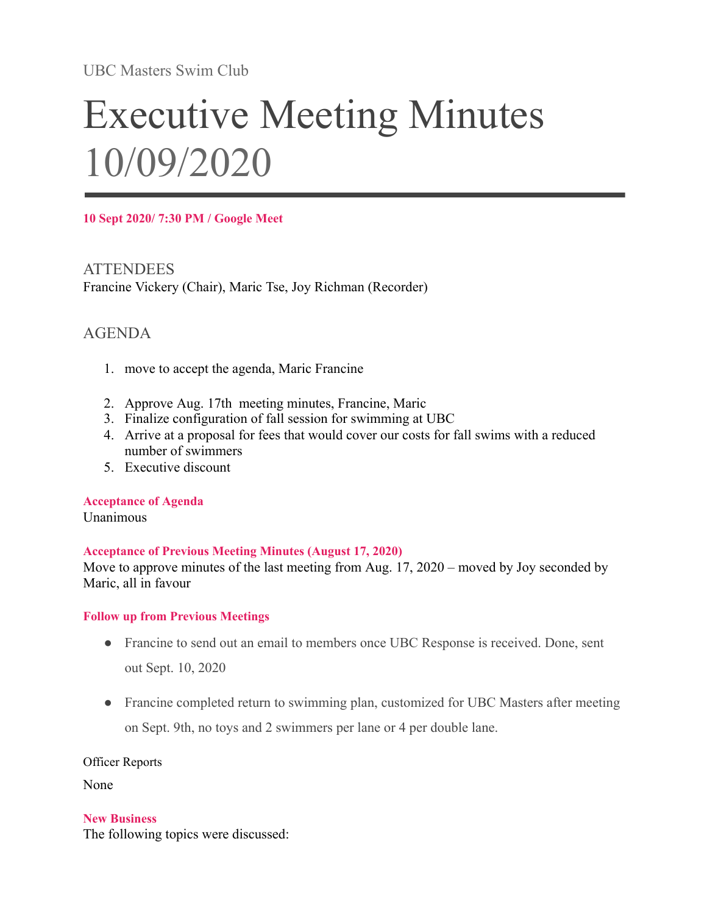UBC Masters Swim Club

# Executive Meeting Minutes 10/09/2020

**10 Sept 2020/ 7:30 PM / Google Meet**

## ATTENDEES

Francine Vickery (Chair), Maric Tse, Joy Richman (Recorder)

## AGENDA

1. move to accept the agenda, Maric Francine
2. Approve Aug. 17th meeting minutes, Francine, Maric
3. Finalize configuration of fall session for swimming at UBC
4. Arrive at a proposal for fees that would cover our costs for fall swims with a reduced number of swimmers
5. Executive discount

**Acceptance of Agenda**

Unanimous

**Acceptance of Previous Meeting Minutes (August 17, 2020)**

Move to approve minutes of the last meeting from Aug. 17, 2020 – moved by Joy seconded by Maric, all in favour

**Follow up from Previous Meetings**

- Francine to send out an email to members once UBC Response is received. Done, sent out Sept. 10, 2020
- Francine completed return to swimming plan, customized for UBC Masters after meeting on Sept. 9th, no toys and 2 swimmers per lane or 4 per double lane.

Officer Reports

None

**New Business**

The following topics were discussed: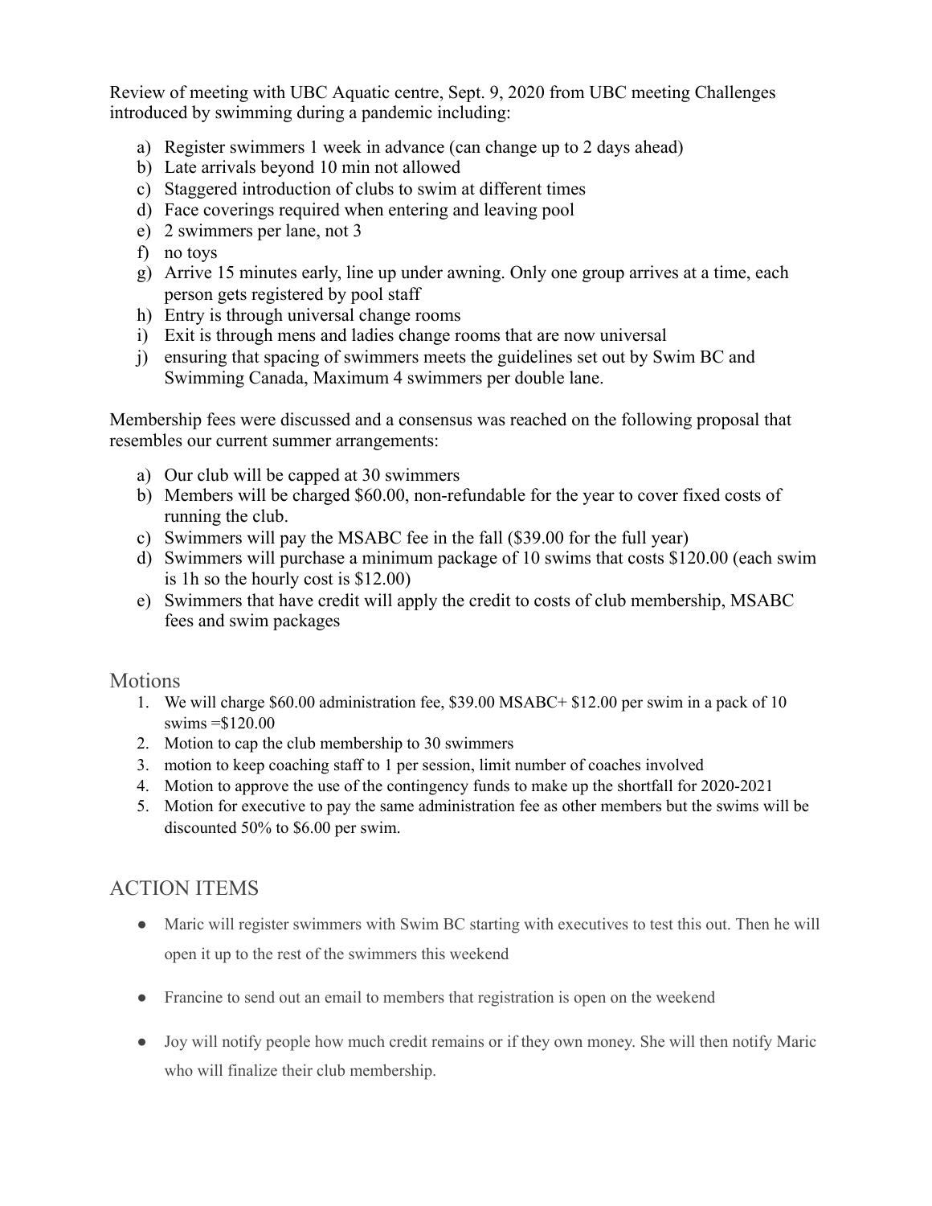Review of meeting with UBC Aquatic centre, Sept. 9, 2020 from UBC meeting Challenges introduced by swimming during a pandemic including:

a) Register swimmers 1 week in advance (can change up to 2 days ahead)
b) Late arrivals beyond 10 min not allowed
c) Staggered introduction of clubs to swim at different times
d) Face coverings required when entering and leaving pool
e) 2 swimmers per lane, not 3
f) no toys
g) Arrive 15 minutes early, line up under awning. Only one group arrives at a time, each person gets registered by pool staff
h) Entry is through universal change rooms
i) Exit is through mens and ladies change rooms that are now universal
j) ensuring that spacing of swimmers meets the guidelines set out by Swim BC and Swimming Canada, Maximum 4 swimmers per double lane.

Membership fees were discussed and a consensus was reached on the following proposal that resembles our current summer arrangements:

a) Our club will be capped at 30 swimmers
b) Members will be charged $60.00, non-refundable for the year to cover fixed costs of running the club.
c) Swimmers will pay the MSABC fee in the fall ($39.00 for the full year)
d) Swimmers will purchase a minimum package of 10 swims that costs $120.00 (each swim is 1h so the hourly cost is $12.00)
e) Swimmers that have credit will apply the credit to costs of club membership, MSABC fees and swim packages

## Motions

1. We will charge $60.00 administration fee, $39.00 MSABC+ $12.00 per swim in a pack of 10 swims =$120.00
2. Motion to cap the club membership to 30 swimmers
3. motion to keep coaching staff to 1 per session, limit number of coaches involved
4. Motion to approve the use of the contingency funds to make up the shortfall for 2020-2021
5. Motion for executive to pay the same administration fee as other members but the swims will be discounted 50% to $6.00 per swim.

## ACTION ITEMS

- Maric will register swimmers with Swim BC starting with executives to test this out. Then he will open it up to the rest of the swimmers this weekend
- Francine to send out an email to members that registration is open on the weekend
- Joy will notify people how much credit remains or if they own money. She will then notify Maric who will finalize their club membership.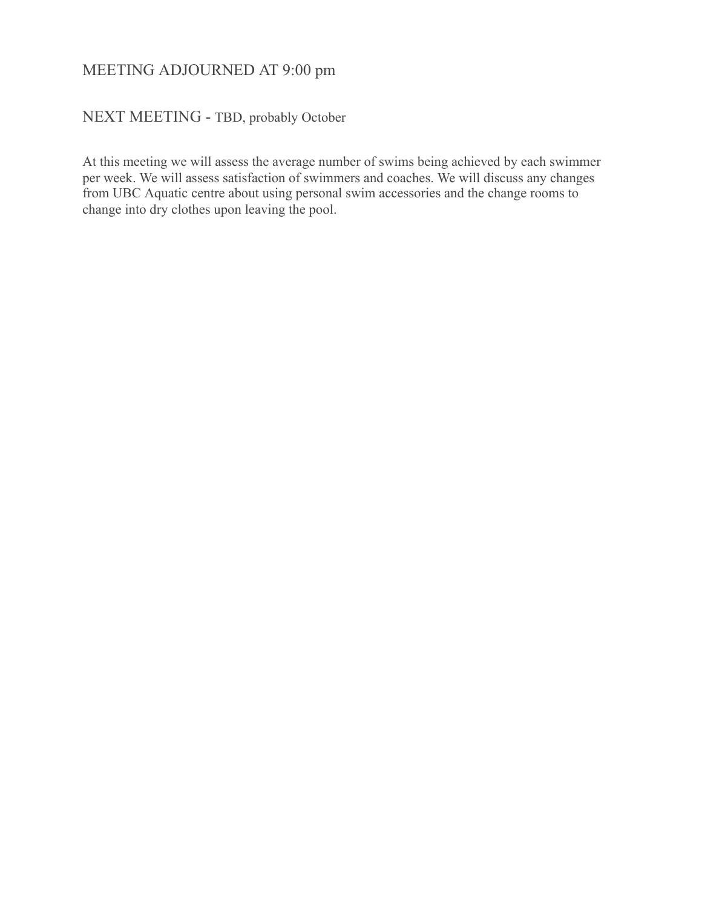MEETING ADJOURNED AT 9:00 pm

NEXT MEETING - TBD, probably October

At this meeting we will assess the average number of swims being achieved by each swimmer per week. We will assess satisfaction of swimmers and coaches. We will discuss any changes from UBC Aquatic centre about using personal swim accessories and the change rooms to change into dry clothes upon leaving the pool.